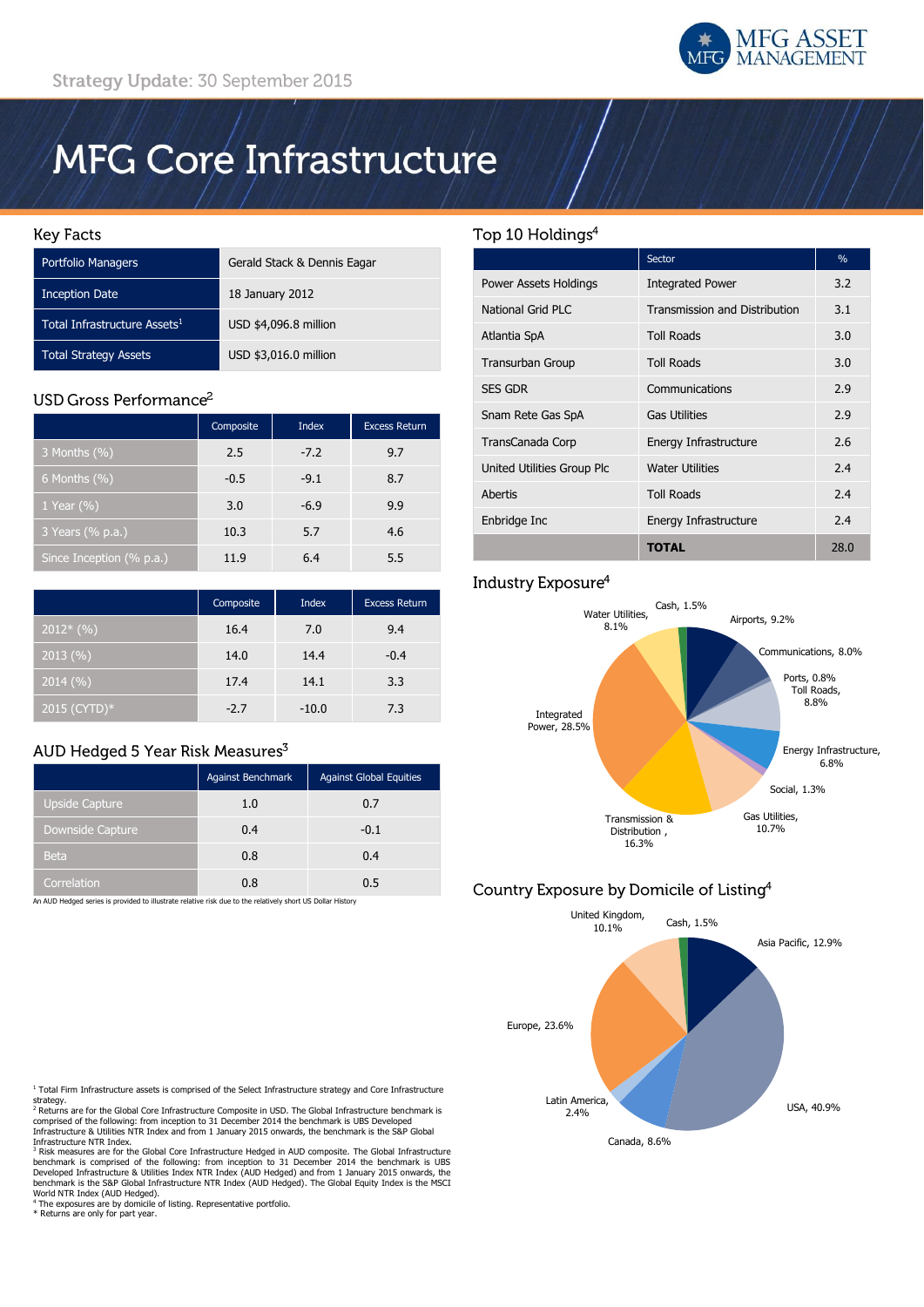Strategy Update: 30 September 2015

# MFG Core Infrastructure

## Key Facts

| | |
|---|---|
| Portfolio Managers | Gerald Stack & Dennis Eagar |
| Inception Date | 18 January 2012 |
| Total Infrastructure Assets[1] | USD $4,096.8 million |
| Total Strategy Assets | USD $3,016.0 million |

## USD Gross Performance[2]

| | Composite | Index | Excess Return |
|---|---|---|---|
| 3 Months (%) | 2.5 | -7.2 | 9.7 |
| 6 Months (%) | -0.5 | -9.1 | 8.7 |
| 1 Year (%) | 3.0 | -6.9 | 9.9 |
| 3 Years (% p.a.) | 10.3 | 5.7 | 4.6 |
| Since Inception (% p.a.) | 11.9 | 6.4 | 5.5 |

| | Composite | Index | Excess Return |
|---|---|---|---|
| 2012* (%) | 16.4 | 7.0 | 9.4 |
| 2013 (%) | 14.0 | 14.4 | -0.4 |
| 2014 (%) | 17.4 | 14.1 | 3.3 |
| 2015 (CYTD)* | -2.7 | -10.0 | 7.3 |

## AUD Hedged 5 Year Risk Measures[3]

| | Against Benchmark | Against Global Equities |
|---|---|---|
| Upside Capture | 1.0 | 0.7 |
| Downside Capture | 0.4 | -0.1 |
| Beta | 0.8 | 0.4 |
| Correlation | 0.8 | 0.5 |

An AUD Hedged series is provided to illustrate relative risk due to the relatively short US Dollar History

## Top 10 Holdings[4]

| | Sector | % |
|---|---|---|
| Power Assets Holdings | Integrated Power | 3.2 |
| National Grid PLC | Transmission and Distribution | 3.1 |
| Atlantia SpA | Toll Roads | 3.0 |
| Transurban Group | Toll Roads | 3.0 |
| SES GDR | Communications | 2.9 |
| Snam Rete Gas SpA | Gas Utilities | 2.9 |
| TransCanada Corp | Energy Infrastructure | 2.6 |
| United Utilities Group Plc | Water Utilities | 2.4 |
| Abertis | Toll Roads | 2.4 |
| Enbridge Inc | Energy Infrastructure | 2.4 |
| | **TOTAL** | 28.0 |

## Industry Exposure[4]

- Airports, 9.2%
- Communications, 8.0%
- Ports, 0.8%
- Toll Roads, 8.8%
- Energy Infrastructure, 6.8%
- Social, 1.3%
- Gas Utilities, 10.7%
- Transmission & Distribution, 16.3%
- Integrated Power, 28.5%
- Water Utilities, 8.1%
- Cash, 1.5%

## Country Exposure by Domicile of Listing[4]

- Asia Pacific, 12.9%
- USA, 40.9%
- Canada, 8.6%
- Latin America, 2.4%
- Europe, 23.6%
- United Kingdom, 10.1%
- Cash, 1.5%

[1] Total Firm Infrastructure assets is comprised of the Select Infrastructure strategy and Core Infrastructure strategy.
[2] Returns are for the Global Core Infrastructure Composite in USD. The Global Infrastructure benchmark is comprised of the following: from inception to 31 December 2014 the benchmark is UBS Developed Infrastructure & Utilities NTR Index and from 1 January 2015 onwards, the benchmark is the S&P Global Infrastructure NTR Index.
[3] Risk measures are for the Global Core Infrastructure Hedged in AUD composite. The Global Infrastructure benchmark is comprised of the following: from inception to 31 December 2014 the benchmark is UBS Developed Infrastructure & Utilities Index NTR Index (AUD Hedged) and from 1 January 2015 onwards, the benchmark is the S&P Global Infrastructure NTR Index (AUD Hedged). The Global Equity Index is the MSCI World NTR Index (AUD Hedged).
[4] The exposures are by domicile of listing. Representative portfolio.
* Returns are only for part year.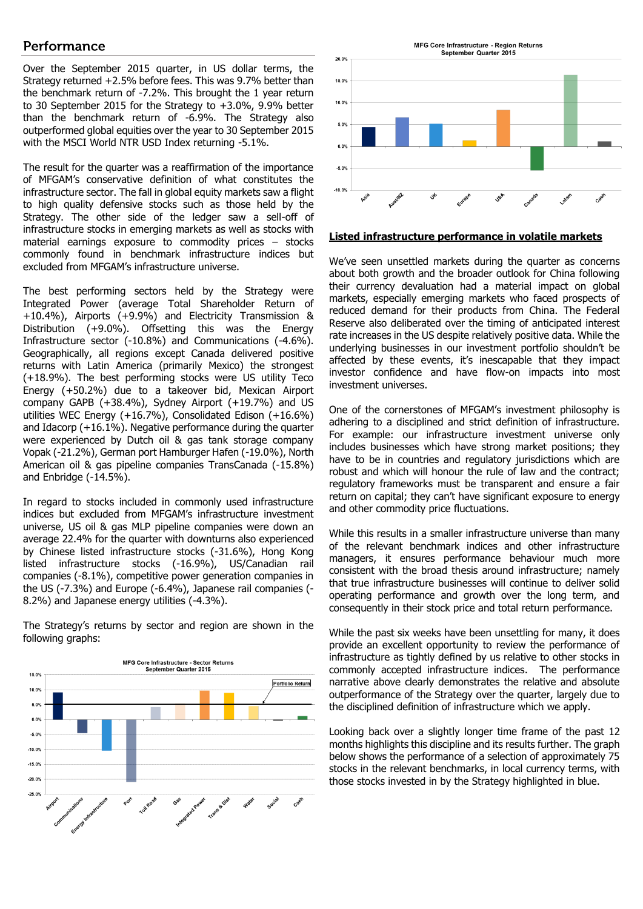## Performance

Over the September 2015 quarter, in US dollar terms, the Strategy returned +2.5% before fees. This was 9.7% better than the benchmark return of -7.2%. This brought the 1 year return to 30 September 2015 for the Strategy to +3.0%, 9.9% better than the benchmark return of -6.9%. The Strategy also outperformed global equities over the year to 30 September 2015 with the MSCI World NTR USD Index returning -5.1%.

The result for the quarter was a reaffirmation of the importance of MFGAM's conservative definition of what constitutes the infrastructure sector. The fall in global equity markets saw a flight to high quality defensive stocks such as those held by the Strategy. The other side of the ledger saw a sell-off of infrastructure stocks in emerging markets as well as stocks with material earnings exposure to commodity prices – stocks commonly found in benchmark infrastructure indices but excluded from MFGAM's infrastructure universe.

The best performing sectors held by the Strategy were Integrated Power (average Total Shareholder Return of +10.4%), Airports (+9.9%) and Electricity Transmission & Distribution (+9.0%). Offsetting this was the Energy Infrastructure sector (-10.8%) and Communications (-4.6%). Geographically, all regions except Canada delivered positive returns with Latin America (primarily Mexico) the strongest (+18.9%). The best performing stocks were US utility Teco Energy (+50.2%) due to a takeover bid, Mexican Airport company GAPB (+38.4%), Sydney Airport (+19.7%) and US utilities WEC Energy (+16.7%), Consolidated Edison (+16.6%) and Idacorp (+16.1%). Negative performance during the quarter were experienced by Dutch oil & gas tank storage company Vopak (-21.2%), German port Hamburger Hafen (-19.0%), North American oil & gas pipeline companies TransCanada (-15.8%) and Enbridge (-14.5%).

In regard to stocks included in commonly used infrastructure indices but excluded from MFGAM's infrastructure investment universe, US oil & gas MLP pipeline companies were down an average 22.4% for the quarter with downturns also experienced by Chinese listed infrastructure stocks (-31.6%), Hong Kong listed infrastructure stocks (-16.9%), US/Canadian rail companies (-8.1%), competitive power generation companies in the US (-7.3%) and Europe (-6.4%), Japanese rail companies (-8.2%) and Japanese energy utilities (-4.3%).

The Strategy's returns by sector and region are shown in the following graphs:

MFG Core Infrastructure - Sector Returns
September Quarter 2015

MFG Core Infrastructure - Region Returns
September Quarter 2015

### Listed infrastructure performance in volatile markets

We've seen unsettled markets during the quarter as concerns about both growth and the broader outlook for China following their currency devaluation had a material impact on global markets, especially emerging markets who faced prospects of reduced demand for their products from China. The Federal Reserve also deliberated over the timing of anticipated interest rate increases in the US despite relatively positive data. While the underlying businesses in our investment portfolio shouldn't be affected by these events, it's inescapable that they impact investor confidence and have flow-on impacts into most investment universes.

One of the cornerstones of MFGAM's investment philosophy is adhering to a disciplined and strict definition of infrastructure. For example: our infrastructure investment universe only includes businesses which have strong market positions; they have to be in countries and regulatory jurisdictions which are robust and which will honour the rule of law and the contract; regulatory frameworks must be transparent and ensure a fair return on capital; they can't have significant exposure to energy and other commodity price fluctuations.

While this results in a smaller infrastructure universe than many of the relevant benchmark indices and other infrastructure managers, it ensures performance behaviour much more consistent with the broad thesis around infrastructure; namely that true infrastructure businesses will continue to deliver solid operating performance and growth over the long term, and consequently in their stock price and total return performance.

While the past six weeks have been unsettling for many, it does provide an excellent opportunity to review the performance of infrastructure as tightly defined by us relative to other stocks in commonly accepted infrastructure indices. The performance narrative above clearly demonstrates the relative and absolute outperformance of the Strategy over the quarter, largely due to the disciplined definition of infrastructure which we apply.

Looking back over a slightly longer time frame of the past 12 months highlights this discipline and its results further. The graph below shows the performance of a selection of approximately 75 stocks in the relevant benchmarks, in local currency terms, with those stocks invested in by the Strategy highlighted in blue.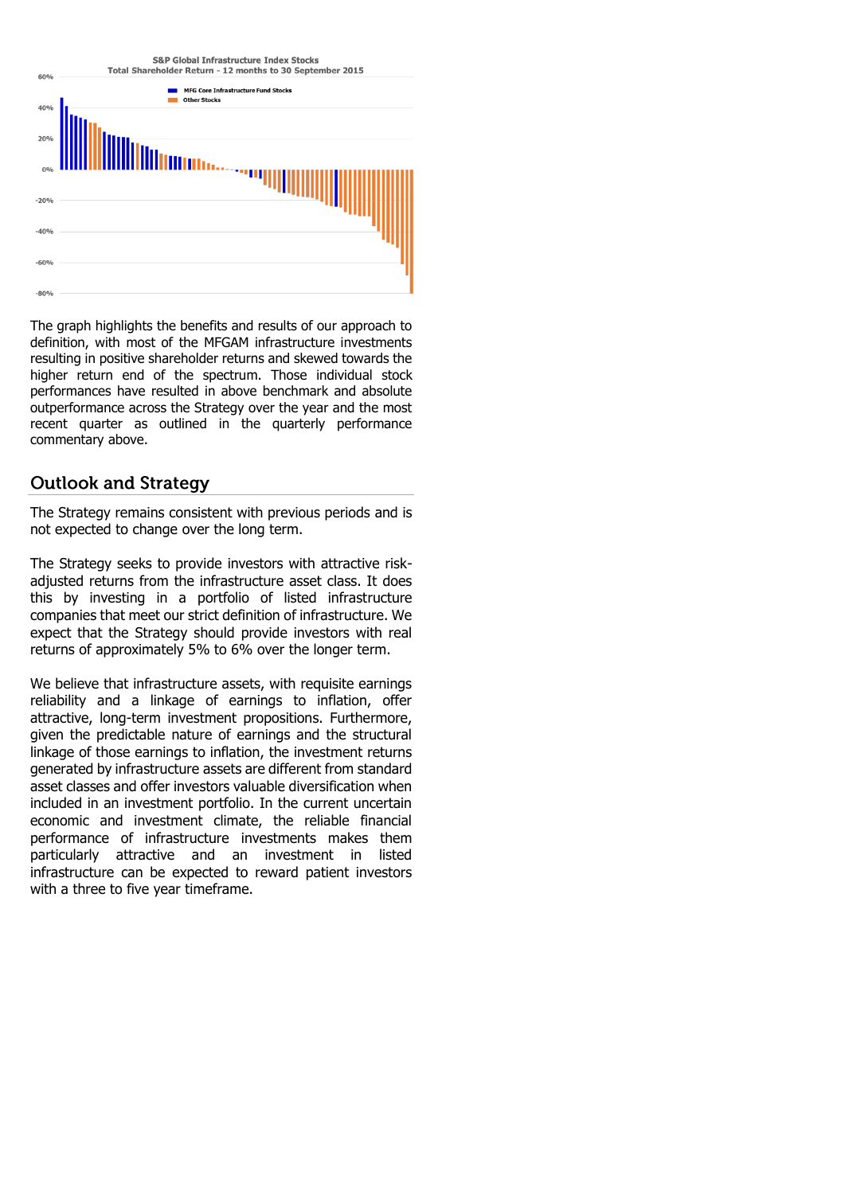S&P Global Infrastructure Index Stocks
Total Shareholder Return - 12 months to 30 September 2015

MFG Core Infrastructure Fund Stocks
Other Stocks

The graph highlights the benefits and results of our approach to definition, with most of the MFGAM infrastructure investments resulting in positive shareholder returns and skewed towards the higher return end of the spectrum. Those individual stock performances have resulted in above benchmark and absolute outperformance across the Strategy over the year and the most recent quarter as outlined in the quarterly performance commentary above.

## Outlook and Strategy

The Strategy remains consistent with previous periods and is not expected to change over the long term.

The Strategy seeks to provide investors with attractive risk-adjusted returns from the infrastructure asset class. It does this by investing in a portfolio of listed infrastructure companies that meet our strict definition of infrastructure. We expect that the Strategy should provide investors with real returns of approximately 5% to 6% over the longer term.

We believe that infrastructure assets, with requisite earnings reliability and a linkage of earnings to inflation, offer attractive, long-term investment propositions. Furthermore, given the predictable nature of earnings and the structural linkage of those earnings to inflation, the investment returns generated by infrastructure assets are different from standard asset classes and offer investors valuable diversification when included in an investment portfolio. In the current uncertain economic and investment climate, the reliable financial performance of infrastructure investments makes them particularly attractive and an investment in listed infrastructure can be expected to reward patient investors with a three to five year timeframe.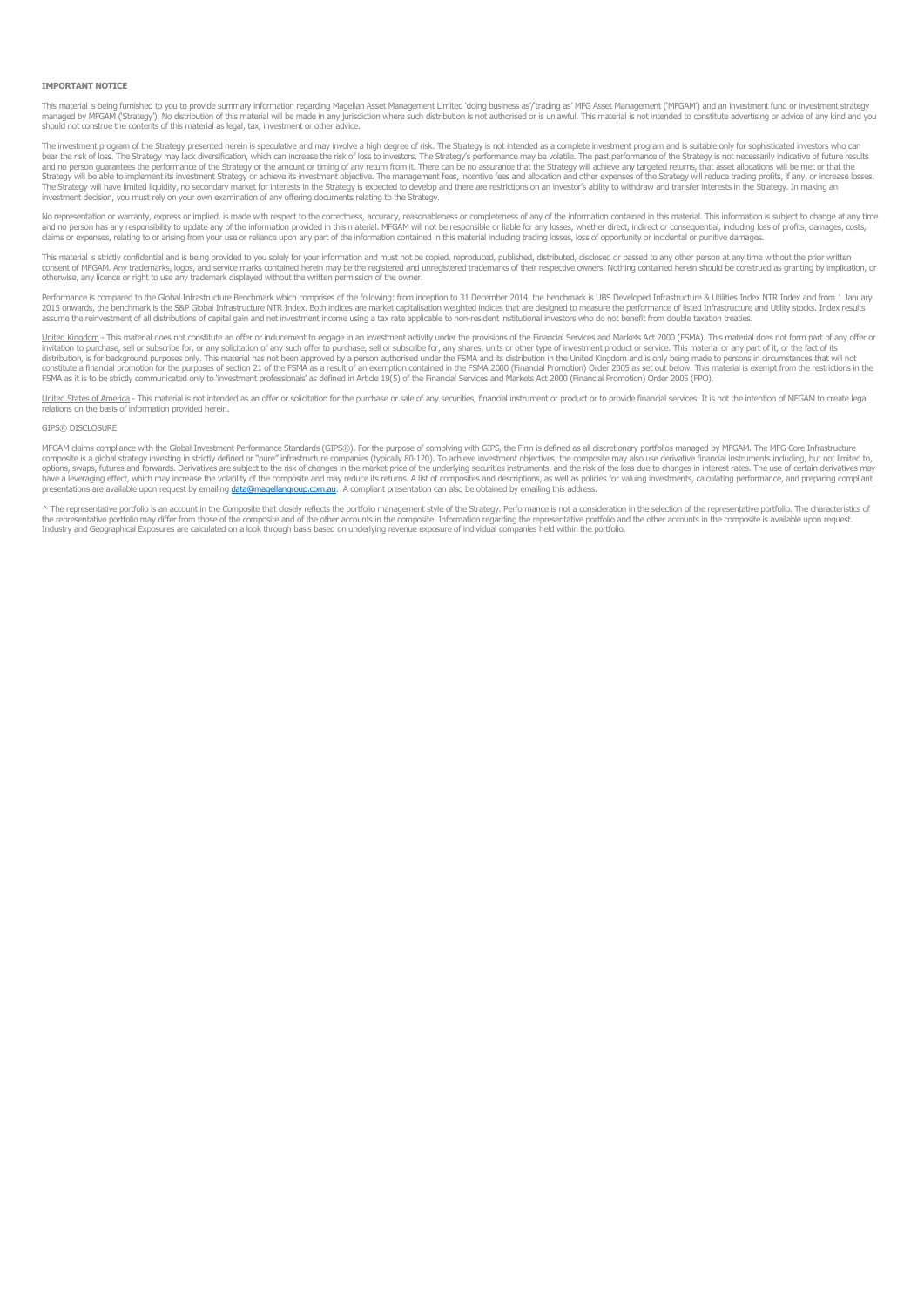**IMPORTANT NOTICE**

This material is being furnished to you to provide summary information regarding Magellan Asset Management Limited 'doing business as'/'trading as' MFG Asset Management ('MFGAM') and an investment fund or investment strategy managed by MFGAM ('Strategy'). No distribution of this material will be made in any jurisdiction where such distribution is not authorised or is unlawful. This material is not intended to constitute advertising or advice of any kind and you should not construe the contents of this material as legal, tax, investment or other advice.

The investment program of the Strategy presented herein is speculative and may involve a high degree of risk. The Strategy is not intended as a complete investment program and is suitable only for sophisticated investors who can bear the risk of loss. The Strategy may lack diversification, which can increase the risk of loss to investors. The Strategy's performance may be volatile. The past performance of the Strategy is not necessarily indicative of future results and no person guarantees the performance of the Strategy or the amount or timing of any return from it. There can be no assurance that the Strategy will achieve any targeted returns, that asset allocations will be met or that the Strategy will be able to implement its investment Strategy or achieve its investment objective. The management fees, incentive fees and allocation and other expenses of the Strategy will reduce trading profits, if any, or increase losses. The Strategy will have limited liquidity, no secondary market for interests in the Strategy is expected to develop and there are restrictions on an investor's ability to withdraw and transfer interests in the Strategy. In making an investment decision, you must rely on your own examination of any offering documents relating to the Strategy.

No representation or warranty, express or implied, is made with respect to the correctness, accuracy, reasonableness or completeness of any of the information contained in this material. This information is subject to change at any time and no person has any responsibility to update any of the information provided in this material. MFGAM will not be responsible or liable for any losses, whether direct, indirect or consequential, including loss of profits, damages, costs, claims or expenses, relating to or arising from your use or reliance upon any part of the information contained in this material including trading losses, loss of opportunity or incidental or punitive damages.

This material is strictly confidential and is being provided to you solely for your information and must not be copied, reproduced, published, distributed, disclosed or passed to any other person at any time without the prior written consent of MFGAM. Any trademarks, logos, and service marks contained herein may be the registered and unregistered trademarks of their respective owners. Nothing contained herein should be construed as granting by implication, or otherwise, any licence or right to use any trademark displayed without the written permission of the owner.

Performance is compared to the Global Infrastructure Benchmark which comprises of the following: from inception to 31 December 2014, the benchmark is UBS Developed Infrastructure & Utilities Index NTR Index and from 1 January 2015 onwards, the benchmark is the S&P Global Infrastructure NTR Index. Both indices are market capitalisation weighted indices that are designed to measure the performance of listed Infrastructure and Utility stocks. Index results assume the reinvestment of all distributions of capital gain and net investment income using a tax rate applicable to non-resident institutional investors who do not benefit from double taxation treaties.

United Kingdom - This material does not constitute an offer or inducement to engage in an investment activity under the provisions of the Financial Services and Markets Act 2000 (FSMA). This material does not form part of any offer or invitation to purchase, sell or subscribe for, or any solicitation of any such offer to purchase, sell or subscribe for, any shares, units or other type of investment product or service. This material or any part of it, or the fact of its distribution, is for background purposes only. This material has not been approved by a person authorised under the FSMA and its distribution in the United Kingdom and is only being made to persons in circumstances that will not constitute a financial promotion for the purposes of section 21 of the FSMA as a result of an exemption contained in the FSMA 2000 (Financial Promotion) Order 2005 as set out below. This material is exempt from the restrictions in the FSMA as it is to be strictly communicated only to 'investment professionals' as defined in Article 19(5) of the Financial Services and Markets Act 2000 (Financial Promotion) Order 2005 (FPO).

United States of America - This material is not intended as an offer or solicitation for the purchase or sale of any securities, financial instrument or product or to provide financial services. It is not the intention of MFGAM to create legal relations on the basis of information provided herein.

GIPS® DISCLOSURE

MFGAM claims compliance with the Global Investment Performance Standards (GIPS®). For the purpose of complying with GIPS, the Firm is defined as all discretionary portfolios managed by MFGAM. The MFG Core Infrastructure composite is a global strategy investing in strictly defined or "pure" infrastructure companies (typically 80-120). To achieve investment objectives, the composite may also use derivative financial instruments including, but not limited to, options, swaps, futures and forwards. Derivatives are subject to the risk of changes in the market price of the underlying securities instruments, and the risk of the loss due to changes in interest rates. The use of certain derivatives may have a leveraging effect, which may increase the volatility of the composite and may reduce its returns. A list of composites and descriptions, as well as policies for valuing investments, calculating performance, and preparing compliant presentations are available upon request by emailing data@magellangroup.com.au. A compliant presentation can also be obtained by emailing this address.

^ The representative portfolio is an account in the Composite that closely reflects the portfolio management style of the Strategy. Performance is not a consideration in the selection of the representative portfolio. The characteristics of the representative portfolio may differ from those of the composite and of the other accounts in the composite. Information regarding the representative portfolio and the other accounts in the composite is available upon request. Industry and Geographical Exposures are calculated on a look through basis based on underlying revenue exposure of individual companies held within the portfolio.